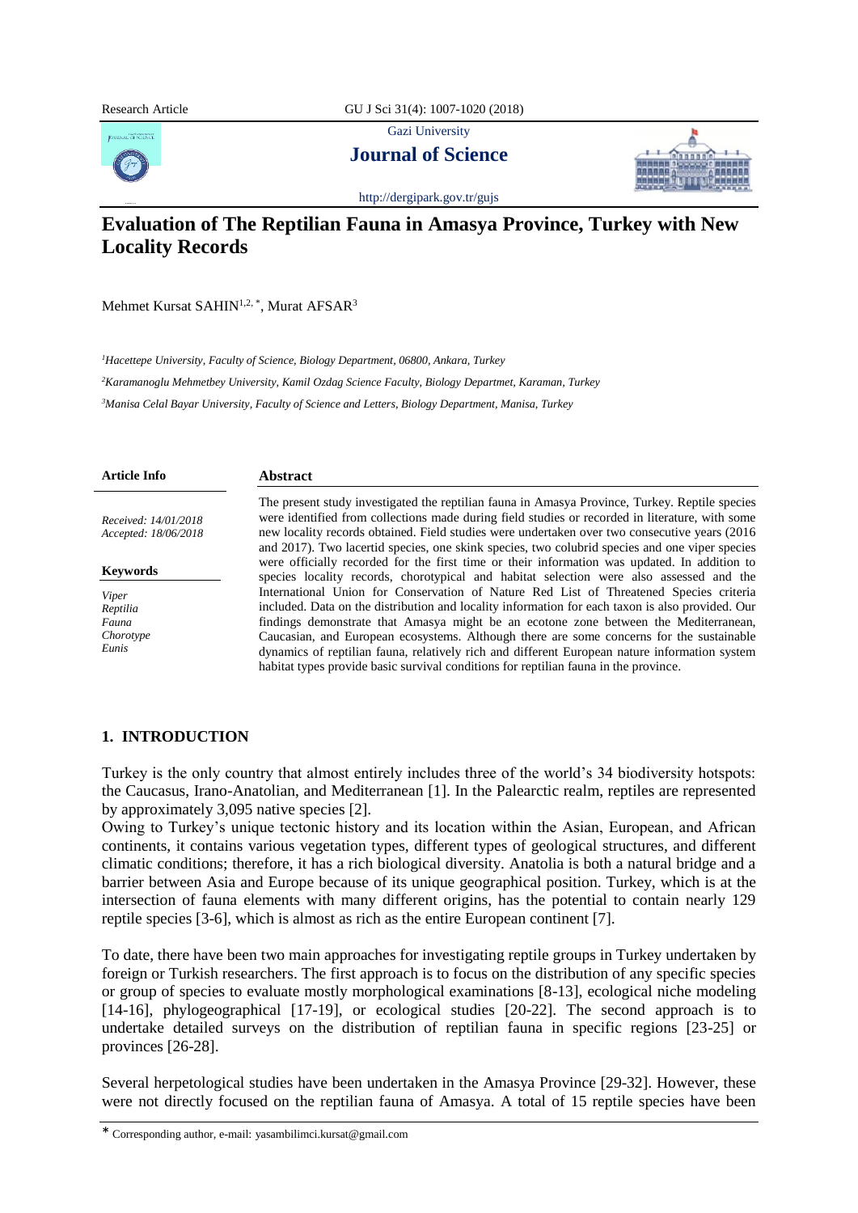Research Article

Gazi University

**Journal of Science**

http://dergipark.gov.tr/gujs

# Evaluation of The Reptilian Fauna in Amasya Province, Turkey with New Locality Records

Mehmet Kursat SAHIN[1,2,*], Murat AFSAR[3]

*[1]Hacettepe University, Faculty of Science, Biology Department, 06800, Ankara, Turkey*

*[2]Karamanoglu Mehmetbey University, Kamil Ozdag Science Faculty, Biology Departmet, Karaman, Turkey*

*[3]Manisa Celal Bayar University, Faculty of Science and Letters, Biology Department, Manisa, Turkey*

**Article Info**

*Received: 14/01/2018*
*Accepted: 18/06/2018*

**Keywords**

*Viper*
*Reptilia*
*Fauna*
*Chorotype*
*Eunis*

**Abstract**

The present study investigated the reptilian fauna in Amasya Province, Turkey. Reptile species were identified from collections made during field studies or recorded in literature, with some new locality records obtained. Field studies were undertaken over two consecutive years (2016 and 2017). Two lacertid species, one skink species, two colubrid species and one viper species were officially recorded for the first time or their information was updated. In addition to species locality records, chorotypical and habitat selection were also assessed and the International Union for Conservation of Nature Red List of Threatened Species criteria included. Data on the distribution and locality information for each taxon is also provided. Our findings demonstrate that Amasya might be an ecotone zone between the Mediterranean, Caucasian, and European ecosystems. Although there are some concerns for the sustainable dynamics of reptilian fauna, relatively rich and different European nature information system habitat types provide basic survival conditions for reptilian fauna in the province.

## 1. INTRODUCTION

Turkey is the only country that almost entirely includes three of the world's 34 biodiversity hotspots: the Caucasus, Irano-Anatolian, and Mediterranean [1]. In the Palearctic realm, reptiles are represented by approximately 3,095 native species [2].

Owing to Turkey's unique tectonic history and its location within the Asian, European, and African continents, it contains various vegetation types, different types of geological structures, and different climatic conditions; therefore, it has a rich biological diversity. Anatolia is both a natural bridge and a barrier between Asia and Europe because of its unique geographical position. Turkey, which is at the intersection of fauna elements with many different origins, has the potential to contain nearly 129 reptile species [3-6], which is almost as rich as the entire European continent [7].

To date, there have been two main approaches for investigating reptile groups in Turkey undertaken by foreign or Turkish researchers. The first approach is to focus on the distribution of any specific species or group of species to evaluate mostly morphological examinations [8-13], ecological niche modeling [14-16], phylogeographical [17-19], or ecological studies [20-22]. The second approach is to undertake detailed surveys on the distribution of reptilian fauna in specific regions [23-25] or provinces [26-28].

Several herpetological studies have been undertaken in the Amasya Province [29-32]. However, these were not directly focused on the reptilian fauna of Amasya. A total of 15 reptile species have been

* Corresponding author, e-mail: yasambilimci.kursat@gmail.com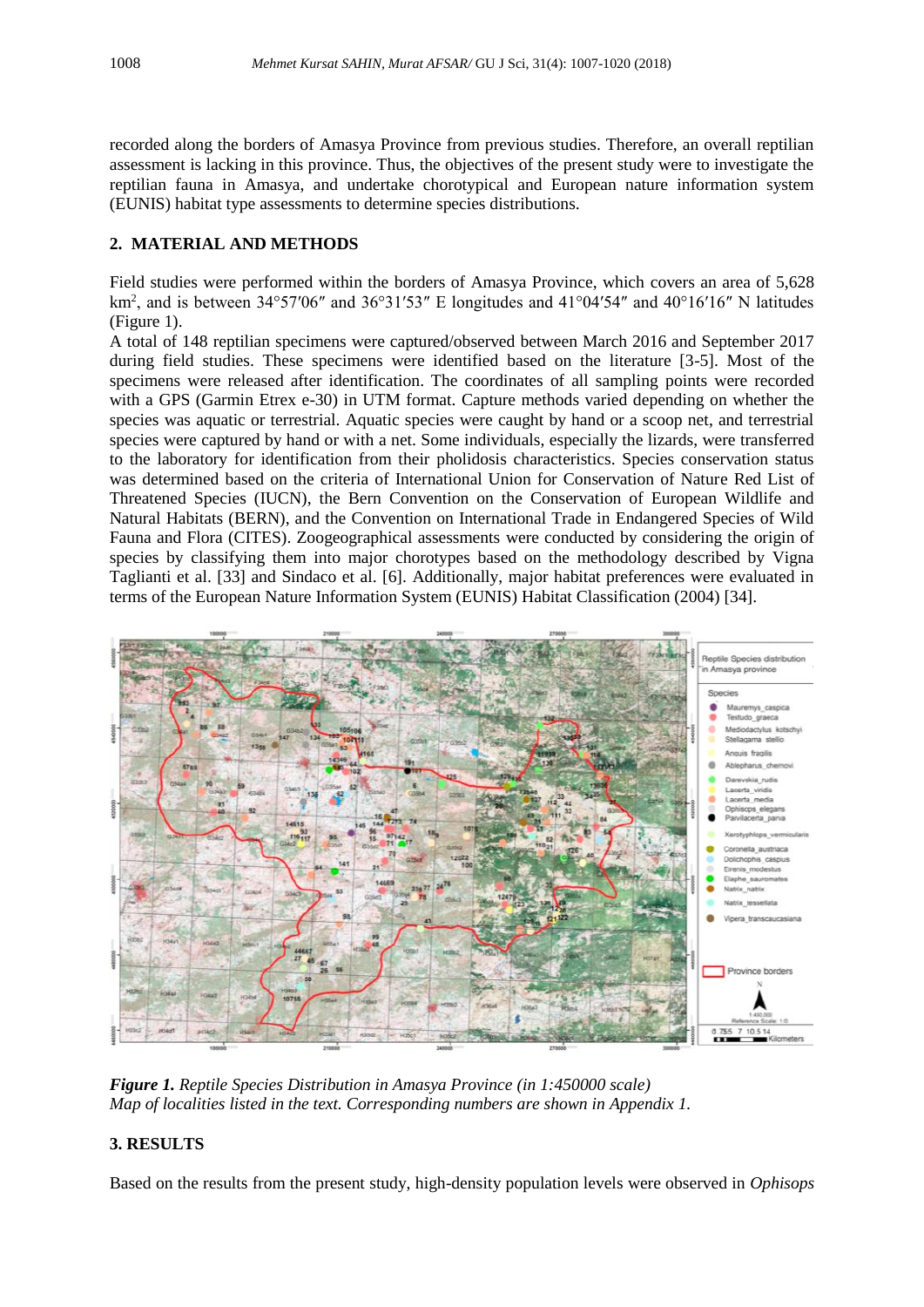recorded along the borders of Amasya Province from previous studies. Therefore, an overall reptilian assessment is lacking in this province. Thus, the objectives of the present study were to investigate the reptilian fauna in Amasya, and undertake chorotypical and European nature information system (EUNIS) habitat type assessments to determine species distributions.

## 2. MATERIAL AND METHODS

Field studies were performed within the borders of Amasya Province, which covers an area of 5,628 $km^2$, and is between 34°57′06″ and 36°31′53″ E longitudes and 41°04′54″ and 40°16′16″ N latitudes (Figure 1).

A total of 148 reptilian specimens were captured/observed between March 2016 and September 2017 during field studies. These specimens were identified based on the literature [3-5]. Most of the specimens were released after identification. The coordinates of all sampling points were recorded with a GPS (Garmin Etrex e-30) in UTM format. Capture methods varied depending on whether the species was aquatic or terrestrial. Aquatic species were caught by hand or a scoop net, and terrestrial species were captured by hand or with a net. Some individuals, especially the lizards, were transferred to the laboratory for identification from their pholidosis characteristics. Species conservation status was determined based on the criteria of International Union for Conservation of Nature Red List of Threatened Species (IUCN), the Bern Convention on the Conservation of European Wildlife and Natural Habitats (BERN), and the Convention on International Trade in Endangered Species of Wild Fauna and Flora (CITES). Zoogeographical assessments were conducted by considering the origin of species by classifying them into major chorotypes based on the methodology described by Vigna Taglianti et al. [33] and Sindaco et al. [6]. Additionally, major habitat preferences were evaluated in terms of the European Nature Information System (EUNIS) Habitat Classification (2004) [34].

***Figure 1.*** *Reptile Species Distribution in Amasya Province (in 1:450000 scale)*
*Map of localities listed in the text. Corresponding numbers are shown in Appendix 1.*

## 3. RESULTS

Based on the results from the present study, high-density population levels were observed in *Ophisops*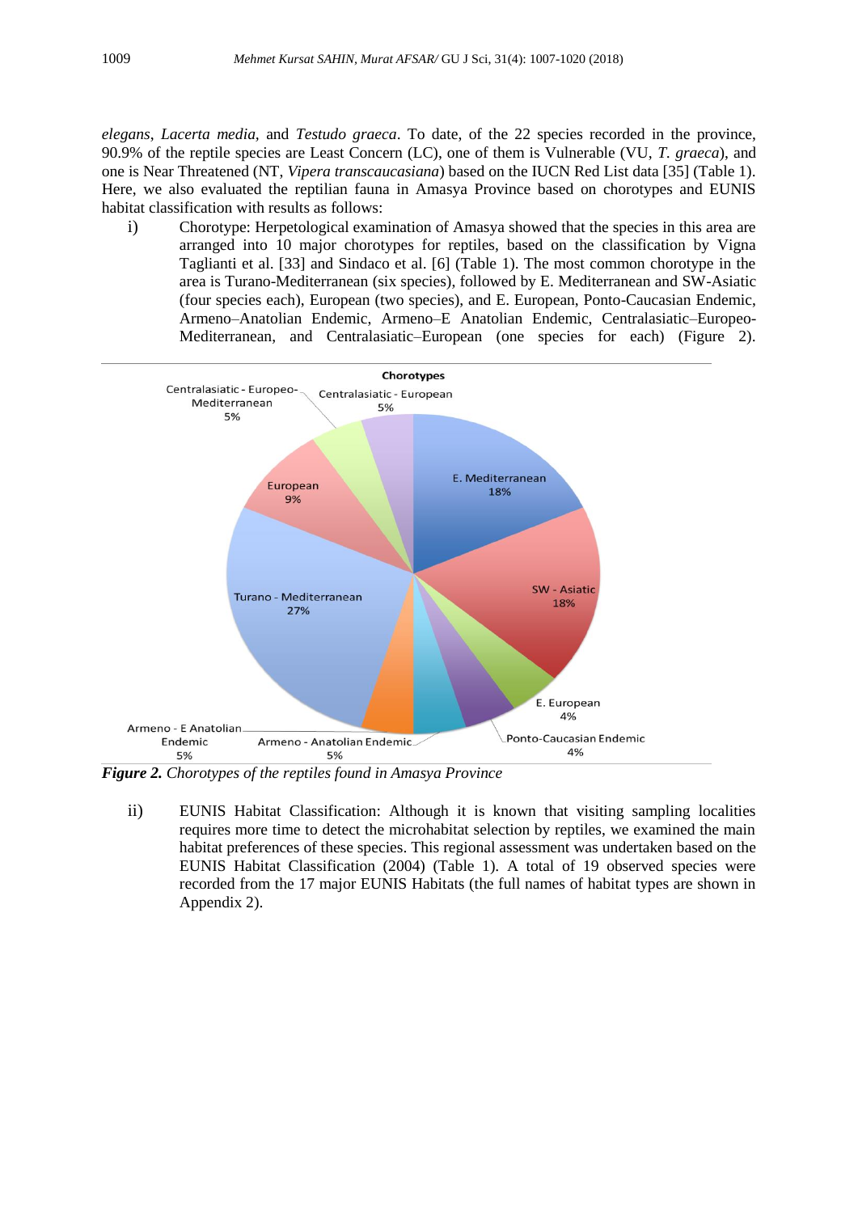*elegans*, *Lacerta media*, and *Testudo graeca*. To date, of the 22 species recorded in the province, 90.9% of the reptile species are Least Concern (LC), one of them is Vulnerable (VU, *T. graeca*), and one is Near Threatened (NT, *Vipera transcaucasiana*) based on the IUCN Red List data [35] (Table 1). Here, we also evaluated the reptilian fauna in Amasya Province based on chorotypes and EUNIS habitat classification with results as follows:

i) Chorotype: Herpetological examination of Amasya showed that the species in this area are arranged into 10 major chorotypes for reptiles, based on the classification by Vigna Taglianti et al. [33] and Sindaco et al. [6] (Table 1). The most common chorotype in the area is Turano-Mediterranean (six species), followed by E. Mediterranean and SW-Asiatic (four species each), European (two species), and E. European, Ponto-Caucasian Endemic, Armeno–Anatolian Endemic, Armeno–E Anatolian Endemic, Centralasiatic–Europeo-Mediterranean, and Centralasiatic–European (one species for each) (Figure 2).

***Figure 2.*** *Chorotypes of the reptiles found in Amasya Province*

ii) EUNIS Habitat Classification: Although it is known that visiting sampling localities requires more time to detect the microhabitat selection by reptiles, we examined the main habitat preferences of these species. This regional assessment was undertaken based on the EUNIS Habitat Classification (2004) (Table 1). A total of 19 observed species were recorded from the 17 major EUNIS Habitats (the full names of habitat types are shown in Appendix 2).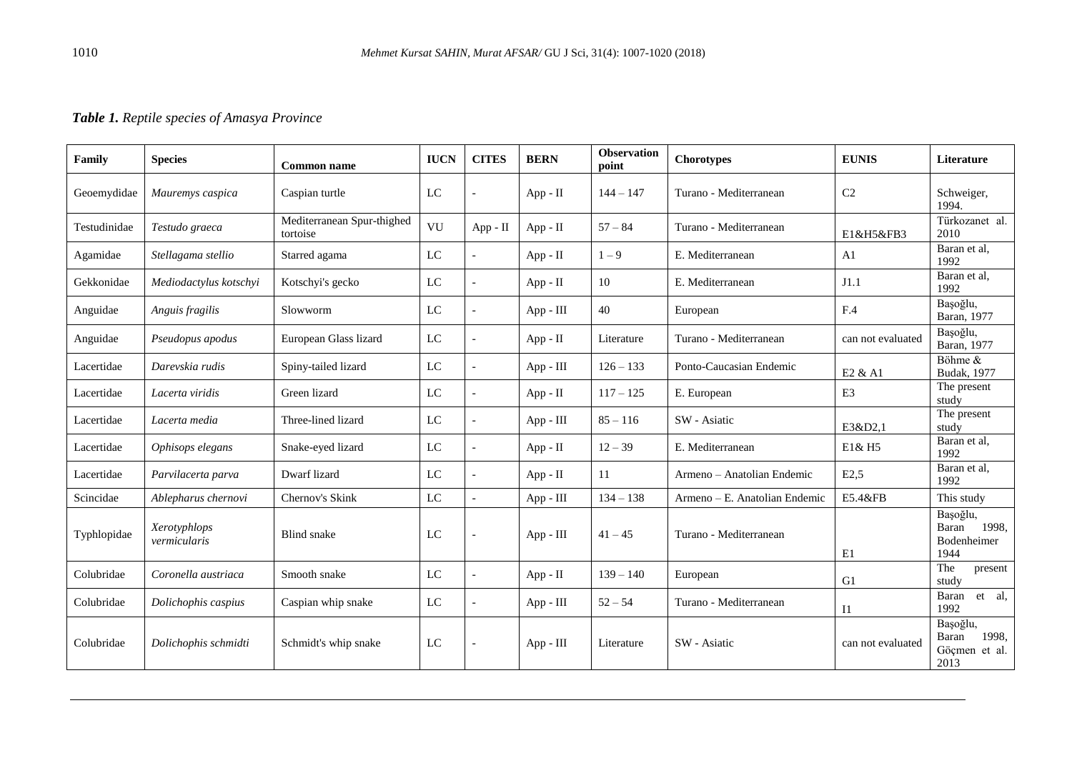***Table 1.** Reptile species of Amasya Province*

| Family | Species | Common name | IUCN | CITES | BERN | Observation point | Chorotypes | EUNIS | Literature |
|---|---|---|---|---|---|---|---|---|---|
| Geoemydidae | *Mauremys caspica* | Caspian turtle | LC | - | App - II | 144 – 147 | Turano - Mediterranean | C2 | Schweiger, 1994. |
| Testudinidae | *Testudo graeca* | Mediterranean Spur-thighed tortoise | VU | App - II | App - II | 57 – 84 | Turano - Mediterranean | E1&H5&FB3 | Türkozanet al. 2010 |
| Agamidae | *Stellagama stellio* | Starred agama | LC | - | App - II | 1 – 9 | E. Mediterranean | A1 | Baran et al, 1992 |
| Gekkonidae | *Mediodactylus kotschyi* | Kotschyi's gecko | LC | - | App - II | 10 | E. Mediterranean | J1.1 | Baran et al, 1992 |
| Anguidae | *Anguis fragilis* | Slowworm | LC | - | App - III | 40 | European | F.4 | Başoğlu, Baran, 1977 |
| Anguidae | *Pseudopus apodus* | European Glass lizard | LC | - | App - II | Literature | Turano - Mediterranean | can not evaluated | Başoğlu, Baran, 1977 |
| Lacertidae | *Darevskia rudis* | Spiny-tailed lizard | LC | - | App - III | 126 – 133 | Ponto-Caucasian Endemic | E2 & A1 | Böhme & Budak, 1977 |
| Lacertidae | *Lacerta viridis* | Green lizard | LC | - | App - II | 117 – 125 | E. European | E3 | The present study |
| Lacertidae | *Lacerta media* | Three-lined lizard | LC | - | App - III | 85 – 116 | SW - Asiatic | E3&D2,1 | The present study |
| Lacertidae | *Ophisops elegans* | Snake-eyed lizard | LC | - | App - II | 12 – 39 | E. Mediterranean | E1& H5 | Baran et al, 1992 |
| Lacertidae | *Parvilacerta parva* | Dwarf lizard | LC | - | App - II | 11 | Armeno – Anatolian Endemic | E2,5 | Baran et al, 1992 |
| Scincidae | *Ablepharus chernovi* | Chernov's Skink | LC | - | App - III | 134 – 138 | Armeno – E. Anatolian Endemic | E5.4&FB | This study |
| Typhlopidae | *Xerotyphlops vermicularis* | Blind snake | LC | - | App - III | 41 – 45 | Turano - Mediterranean | E1 | Başoğlu, Baran 1998, Bodenheimer 1944 |
| Colubridae | *Coronella austriaca* | Smooth snake | LC | - | App - II | 139 – 140 | European | G1 | The present study |
| Colubridae | *Dolichophis caspius* | Caspian whip snake | LC | - | App - III | 52 – 54 | Turano - Mediterranean | I1 | Baran et al, 1992 |
| Colubridae | *Dolichophis schmidti* | Schmidt's whip snake | LC | - | App - III | Literature | SW - Asiatic | can not evaluated | Başoğlu, Baran 1998, Göçmen et al. 2013 |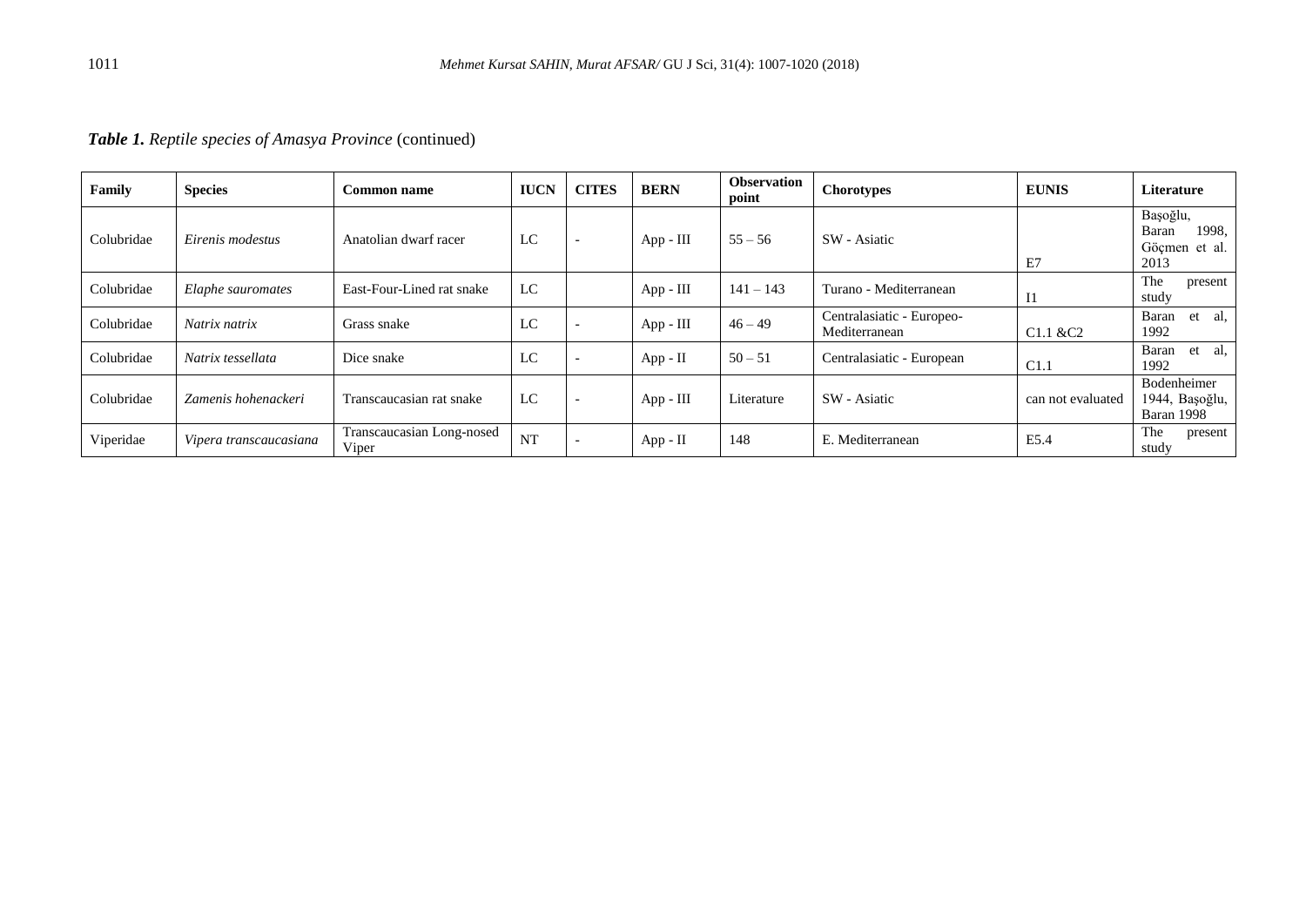*Table 1. Reptile species of Amasya Province* (continued)

| Family | Species | Common name | IUCN | CITES | BERN | Observation point | Chorotypes | EUNIS | Literature |
|---|---|---|---|---|---|---|---|---|---|
| Colubridae | *Eirenis modestus* | Anatolian dwarf racer | LC | - | App - III | 55 – 56 | SW - Asiatic | E7 | Başoğlu, Baran 1998, Göçmen et al. 2013 |
| Colubridae | *Elaphe sauromates* | East-Four-Lined rat snake | LC | | App - III | 141 – 143 | Turano - Mediterranean | I1 | The present study |
| Colubridae | *Natrix natrix* | Grass snake | LC | - | App - III | 46 – 49 | Centralasiatic - Europeo-Mediterranean | C1.1 &C2 | Baran et al, 1992 |
| Colubridae | *Natrix tessellata* | Dice snake | LC | - | App - II | 50 – 51 | Centralasiatic - European | C1.1 | Baran et al, 1992 |
| Colubridae | *Zamenis hohenackeri* | Transcaucasian rat snake | LC | - | App - III | Literature | SW - Asiatic | can not evaluated | Bodenheimer 1944, Başoğlu, Baran 1998 |
| Viperidae | *Vipera transcaucasiana* | Transcaucasian Long-nosed Viper | NT | - | App - II | 148 | E. Mediterranean | E5.4 | The present study |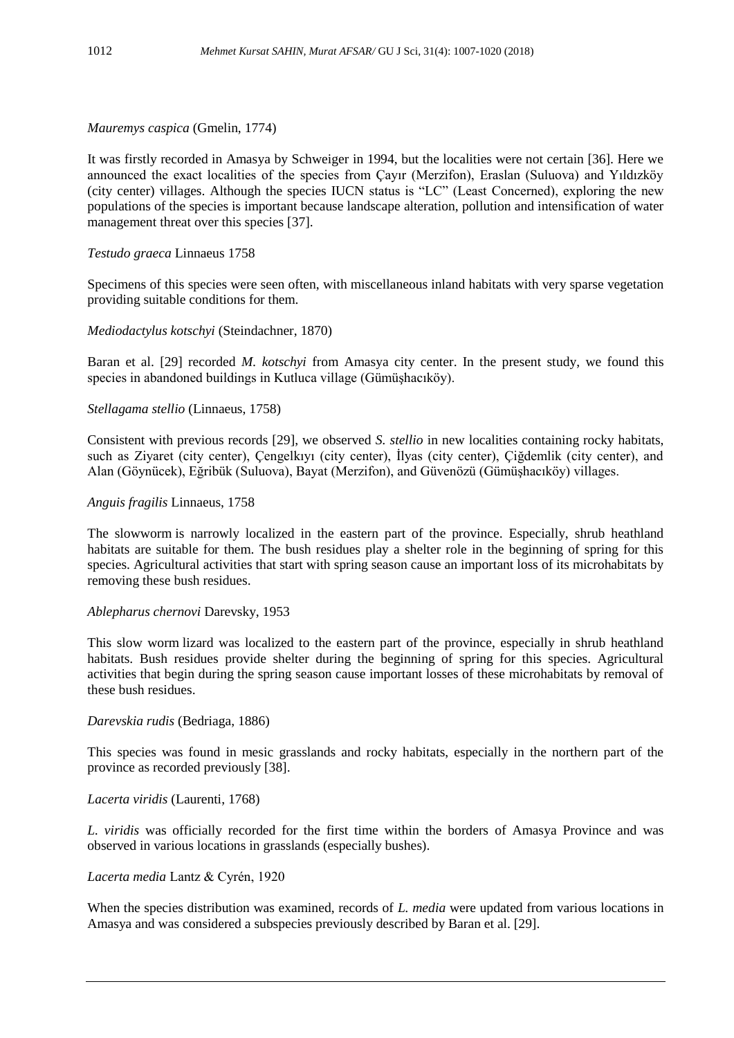*Mauremys caspica* (Gmelin, 1774)

It was firstly recorded in Amasya by Schweiger in 1994, but the localities were not certain [36]. Here we announced the exact localities of the species from Çayır (Merzifon), Eraslan (Suluova) and Yıldızköy (city center) villages. Although the species IUCN status is "LC" (Least Concerned), exploring the new populations of the species is important because landscape alteration, pollution and intensification of water management threat over this species [37].

*Testudo graeca* Linnaeus 1758

Specimens of this species were seen often, with miscellaneous inland habitats with very sparse vegetation providing suitable conditions for them.

*Mediodactylus kotschyi* (Steindachner, 1870)

Baran et al. [29] recorded *M. kotschyi* from Amasya city center. In the present study, we found this species in abandoned buildings in Kutluca village (Gümüşhacıköy).

*Stellagama stellio* (Linnaeus, 1758)

Consistent with previous records [29], we observed *S. stellio* in new localities containing rocky habitats, such as Ziyaret (city center), Çengelkıyı (city center), İlyas (city center), Çiğdemlik (city center), and Alan (Göynücek), Eğribük (Suluova), Bayat (Merzifon), and Güvenözü (Gümüşhacıköy) villages.

*Anguis fragilis* Linnaeus, 1758

The slowworm is narrowly localized in the eastern part of the province. Especially, shrub heathland habitats are suitable for them. The bush residues play a shelter role in the beginning of spring for this species. Agricultural activities that start with spring season cause an important loss of its microhabitats by removing these bush residues.

*Ablepharus chernovi* Darevsky, 1953

This slow worm lizard was localized to the eastern part of the province, especially in shrub heathland habitats. Bush residues provide shelter during the beginning of spring for this species. Agricultural activities that begin during the spring season cause important losses of these microhabitats by removal of these bush residues.

*Darevskia rudis* (Bedriaga, 1886)

This species was found in mesic grasslands and rocky habitats, especially in the northern part of the province as recorded previously [38].

*Lacerta viridis* (Laurenti, 1768)

*L. viridis* was officially recorded for the first time within the borders of Amasya Province and was observed in various locations in grasslands (especially bushes).

*Lacerta media* Lantz & Cyrén, 1920

When the species distribution was examined, records of *L. media* were updated from various locations in Amasya and was considered a subspecies previously described by Baran et al. [29].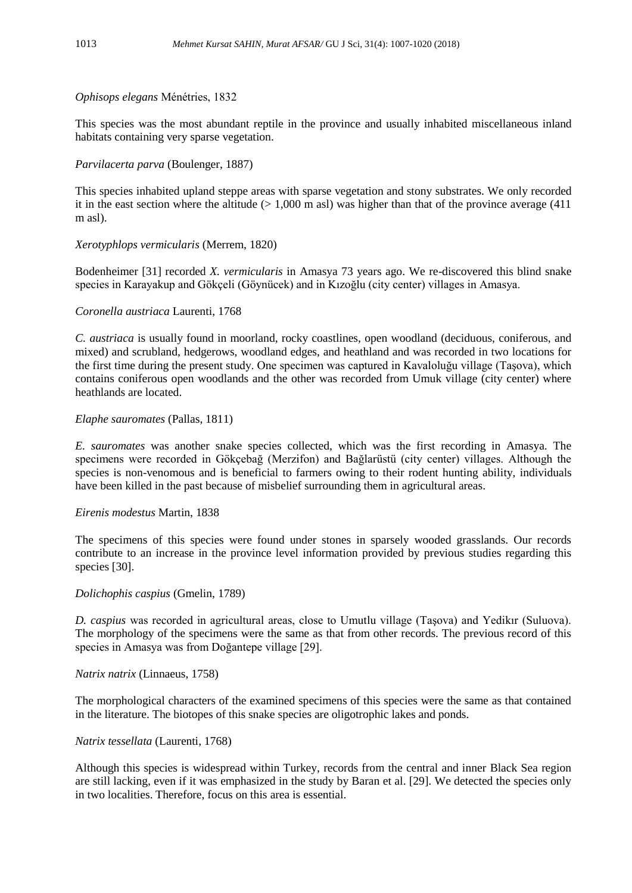*Ophisops elegans* Ménétries, 1832

This species was the most abundant reptile in the province and usually inhabited miscellaneous inland habitats containing very sparse vegetation.

*Parvilacerta parva* (Boulenger, 1887)

This species inhabited upland steppe areas with sparse vegetation and stony substrates. We only recorded it in the east section where the altitude (> 1,000 m asl) was higher than that of the province average (411 m asl).

*Xerotyphlops vermicularis* (Merrem, 1820)

Bodenheimer [31] recorded *X. vermicularis* in Amasya 73 years ago. We re-discovered this blind snake species in Karayakup and Gökçeli (Göynücek) and in Kızoğlu (city center) villages in Amasya.

*Coronella austriaca* Laurenti, 1768

*C. austriaca* is usually found in moorland, rocky coastlines, open woodland (deciduous, coniferous, and mixed) and scrubland, hedgerows, woodland edges, and heathland and was recorded in two locations for the first time during the present study. One specimen was captured in Kavaloluğu village (Taşova), which contains coniferous open woodlands and the other was recorded from Umuk village (city center) where heathlands are located.

*Elaphe sauromates* (Pallas, 1811)

*E. sauromates* was another snake species collected, which was the first recording in Amasya. The specimens were recorded in Gökçebağ (Merzifon) and Bağlarüstü (city center) villages. Although the species is non-venomous and is beneficial to farmers owing to their rodent hunting ability, individuals have been killed in the past because of misbelief surrounding them in agricultural areas.

*Eirenis modestus* Martin, 1838

The specimens of this species were found under stones in sparsely wooded grasslands. Our records contribute to an increase in the province level information provided by previous studies regarding this species [30].

*Dolichophis caspius* (Gmelin, 1789)

*D. caspius* was recorded in agricultural areas, close to Umutlu village (Taşova) and Yedikır (Suluova). The morphology of the specimens were the same as that from other records. The previous record of this species in Amasya was from Doğantepe village [29].

*Natrix natrix* (Linnaeus, 1758)

The morphological characters of the examined specimens of this species were the same as that contained in the literature. The biotopes of this snake species are oligotrophic lakes and ponds.

*Natrix tessellata* (Laurenti, 1768)

Although this species is widespread within Turkey, records from the central and inner Black Sea region are still lacking, even if it was emphasized in the study by Baran et al. [29]. We detected the species only in two localities. Therefore, focus on this area is essential.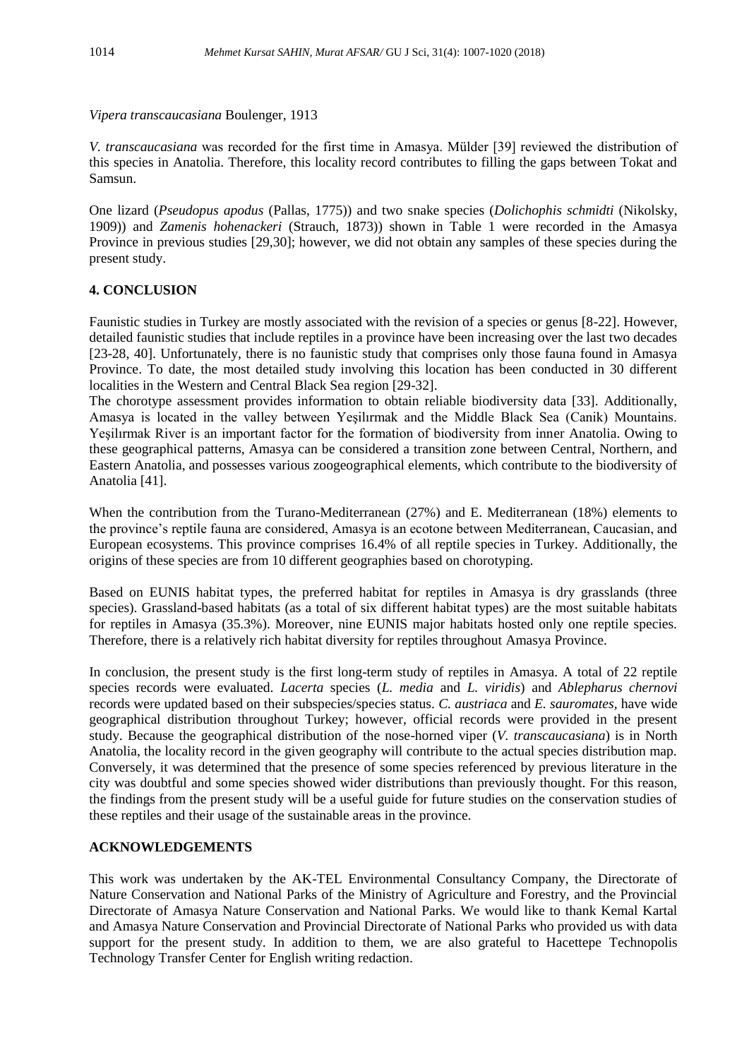*Vipera transcaucasiana* Boulenger, 1913

*V. transcaucasiana* was recorded for the first time in Amasya. Mülder [39] reviewed the distribution of this species in Anatolia. Therefore, this locality record contributes to filling the gaps between Tokat and Samsun.

One lizard (*Pseudopus apodus* (Pallas, 1775)) and two snake species (*Dolichophis schmidti* (Nikolsky, 1909)) and *Zamenis hohenackeri* (Strauch, 1873)) shown in Table 1 were recorded in the Amasya Province in previous studies [29,30]; however, we did not obtain any samples of these species during the present study.

## 4. CONCLUSION

Faunistic studies in Turkey are mostly associated with the revision of a species or genus [8-22]. However, detailed faunistic studies that include reptiles in a province have been increasing over the last two decades [23-28, 40]. Unfortunately, there is no faunistic study that comprises only those fauna found in Amasya Province. To date, the most detailed study involving this location has been conducted in 30 different localities in the Western and Central Black Sea region [29-32].
The chorotype assessment provides information to obtain reliable biodiversity data [33]. Additionally, Amasya is located in the valley between Yeşilırmak and the Middle Black Sea (Canik) Mountains. Yeşilırmak River is an important factor for the formation of biodiversity from inner Anatolia. Owing to these geographical patterns, Amasya can be considered a transition zone between Central, Northern, and Eastern Anatolia, and possesses various zoogeographical elements, which contribute to the biodiversity of Anatolia [41].

When the contribution from the Turano-Mediterranean (27%) and E. Mediterranean (18%) elements to the province's reptile fauna are considered, Amasya is an ecotone between Mediterranean, Caucasian, and European ecosystems. This province comprises 16.4% of all reptile species in Turkey. Additionally, the origins of these species are from 10 different geographies based on chorotyping.

Based on EUNIS habitat types, the preferred habitat for reptiles in Amasya is dry grasslands (three species). Grassland-based habitats (as a total of six different habitat types) are the most suitable habitats for reptiles in Amasya (35.3%). Moreover, nine EUNIS major habitats hosted only one reptile species. Therefore, there is a relatively rich habitat diversity for reptiles throughout Amasya Province.

In conclusion, the present study is the first long-term study of reptiles in Amasya. A total of 22 reptile species records were evaluated. *Lacerta* species (*L. media* and *L. viridis*) and *Ablepharus chernovi* records were updated based on their subspecies/species status. *C. austriaca* and *E. sauromates*, have wide geographical distribution throughout Turkey; however, official records were provided in the present study. Because the geographical distribution of the nose-horned viper (*V. transcaucasiana*) is in North Anatolia, the locality record in the given geography will contribute to the actual species distribution map. Conversely, it was determined that the presence of some species referenced by previous literature in the city was doubtful and some species showed wider distributions than previously thought. For this reason, the findings from the present study will be a useful guide for future studies on the conservation studies of these reptiles and their usage of the sustainable areas in the province.

## ACKNOWLEDGEMENTS

This work was undertaken by the AK-TEL Environmental Consultancy Company, the Directorate of Nature Conservation and National Parks of the Ministry of Agriculture and Forestry, and the Provincial Directorate of Amasya Nature Conservation and National Parks. We would like to thank Kemal Kartal and Amasya Nature Conservation and Provincial Directorate of National Parks who provided us with data support for the present study. In addition to them, we are also grateful to Hacettepe Technopolis Technology Transfer Center for English writing redaction.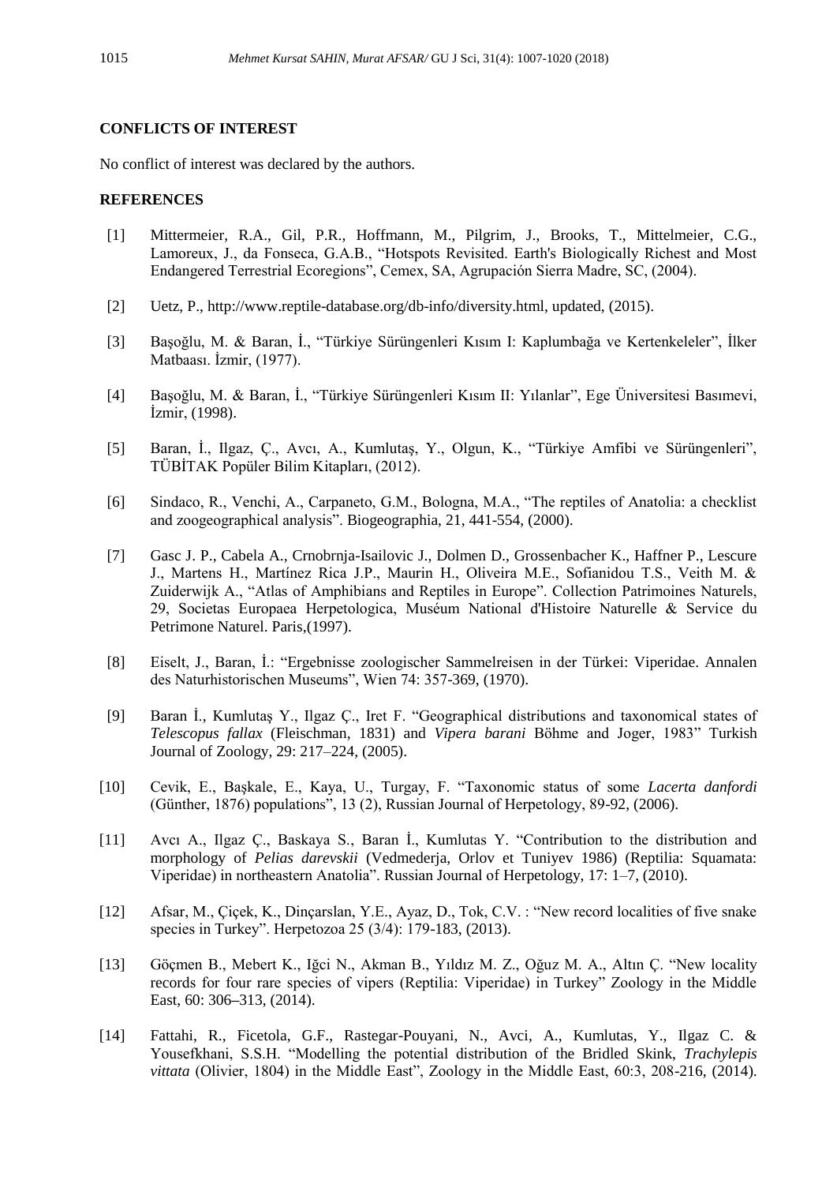**CONFLICTS OF INTEREST**

No conflict of interest was declared by the authors.

**REFERENCES**

[1] Mittermeier, R.A., Gil, P.R., Hoffmann, M., Pilgrim, J., Brooks, T., Mittelmeier, C.G., Lamoreux, J., da Fonseca, G.A.B., "Hotspots Revisited. Earth's Biologically Richest and Most Endangered Terrestrial Ecoregions", Cemex, SA, Agrupación Sierra Madre, SC, (2004).

[2] Uetz, P., http://www.reptile-database.org/db-info/diversity.html, updated, (2015).

[3] Başoğlu, M. & Baran, İ., "Türkiye Sürüngenleri Kısım I: Kaplumbağa ve Kertenkeleler", İlker Matbaası. İzmir, (1977).

[4] Başoğlu, M. & Baran, İ., "Türkiye Sürüngenleri Kısım II: Yılanlar", Ege Üniversitesi Basımevi, İzmir, (1998).

[5] Baran, İ., Ilgaz, Ç., Avcı, A., Kumlutaş, Y., Olgun, K., "Türkiye Amfibi ve Sürüngenleri", TÜBİTAK Popüler Bilim Kitapları, (2012).

[6] Sindaco, R., Venchi, A., Carpaneto, G.M., Bologna, M.A., "The reptiles of Anatolia: a checklist and zoogeographical analysis". Biogeographia, 21, 441-554, (2000).

[7] Gasc J. P., Cabela A., Crnobrnja-Isailovic J., Dolmen D., Grossenbacher K., Haffner P., Lescure J., Martens H., Martínez Rica J.P., Maurin H., Oliveira M.E., Sofianidou T.S., Veith M. & Zuiderwijk A., "Atlas of Amphibians and Reptiles in Europe". Collection Patrimoines Naturels, 29, Societas Europaea Herpetologica, Muséum National d'Histoire Naturelle & Service du Petrimone Naturel. Paris,(1997).

[8] Eiselt, J., Baran, İ.: "Ergebnisse zoologischer Sammelreisen in der Türkei: Viperidae. Annalen des Naturhistorischen Museums", Wien 74: 357-369, (1970).

[9] Baran İ., Kumlutaş Y., Ilgaz Ç., Iret F. "Geographical distributions and taxonomical states of *Telescopus fallax* (Fleischman, 1831) and *Vipera barani* Böhme and Joger, 1983" Turkish Journal of Zoology, 29: 217–224, (2005).

[10] Cevik, E., Başkale, E., Kaya, U., Turgay, F. "Taxonomic status of some *Lacerta danfordi* (Günther, 1876) populations", 13 (2), Russian Journal of Herpetology, 89-92, (2006).

[11] Avcı A., Ilgaz Ç., Baskaya S., Baran İ., Kumlutas Y. "Contribution to the distribution and morphology of *Pelias darevskii* (Vedmederja, Orlov et Tuniyev 1986) (Reptilia: Squamata: Viperidae) in northeastern Anatolia". Russian Journal of Herpetology, 17: 1–7, (2010).

[12] Afsar, M., Çiçek, K., Dinçarslan, Y.E., Ayaz, D., Tok, C.V. : "New record localities of five snake species in Turkey". Herpetozoa 25 (3/4): 179-183, (2013).

[13] Göçmen B., Mebert K., Iğci N., Akman B., Yıldız M. Z., Oğuz M. A., Altın Ç. "New locality records for four rare species of vipers (Reptilia: Viperidae) in Turkey" Zoology in the Middle East, 60: 306–313, (2014).

[14] Fattahi, R., Ficetola, G.F., Rastegar-Pouyani, N., Avci, A., Kumlutas, Y., Ilgaz C. & Yousefkhani, S.S.H. "Modelling the potential distribution of the Bridled Skink, *Trachylepis vittata* (Olivier, 1804) in the Middle East", Zoology in the Middle East, 60:3, 208-216, (2014).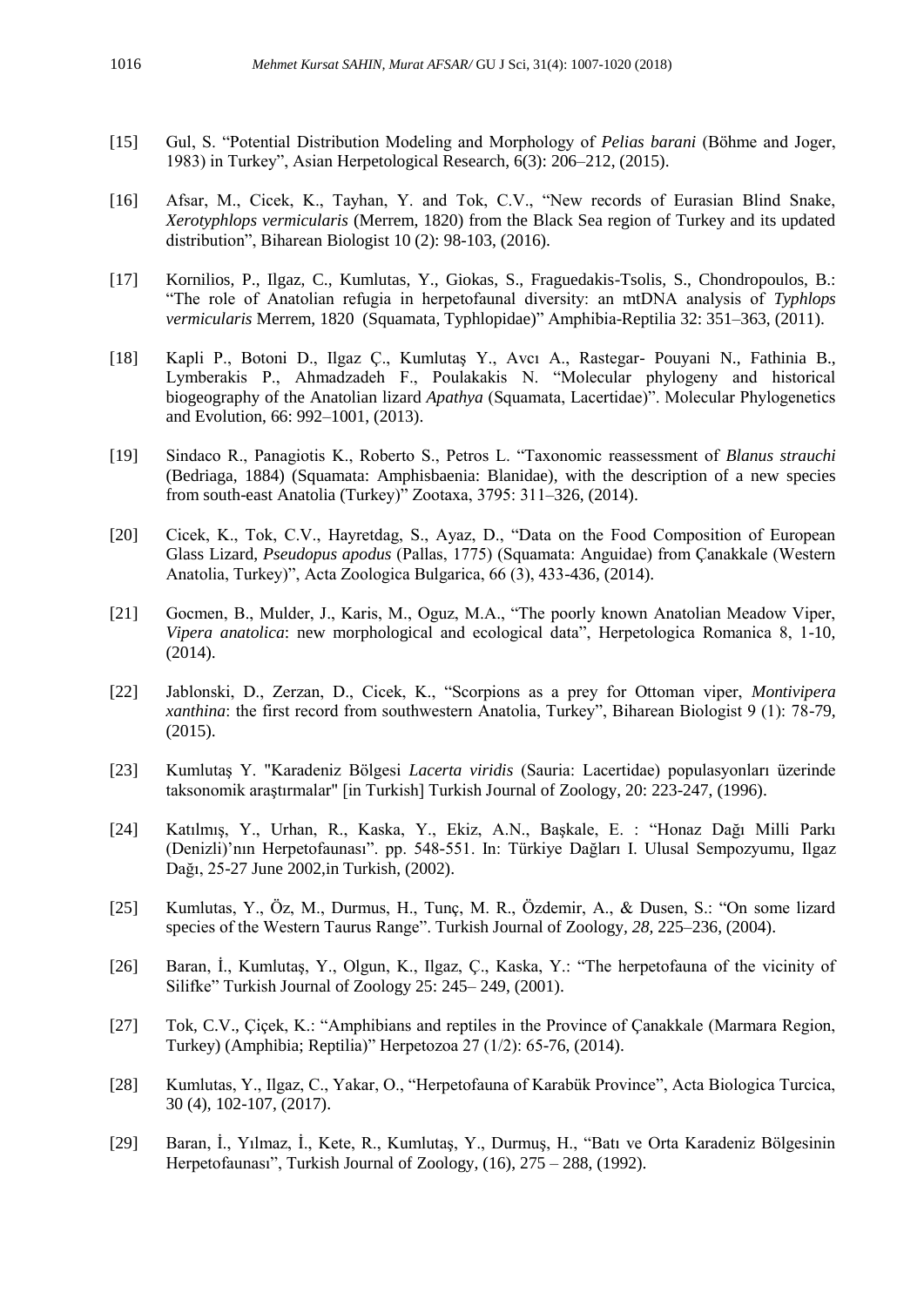[15] Gul, S. "Potential Distribution Modeling and Morphology of *Pelias barani* (Böhme and Joger, 1983) in Turkey", Asian Herpetological Research, 6(3): 206–212, (2015).

[16] Afsar, M., Cicek, K., Tayhan, Y. and Tok, C.V., "New records of Eurasian Blind Snake, *Xerotyphlops vermicularis* (Merrem, 1820) from the Black Sea region of Turkey and its updated distribution", Biharean Biologist 10 (2): 98-103, (2016).

[17] Kornilios, P., Ilgaz, C., Kumlutas, Y., Giokas, S., Fraguedakis-Tsolis, S., Chondropoulos, B.: "The role of Anatolian refugia in herpetofaunal diversity: an mtDNA analysis of *Typhlops vermicularis* Merrem, 1820 (Squamata, Typhlopidae)" Amphibia-Reptilia 32: 351–363, (2011).

[18] Kapli P., Botoni D., Ilgaz Ç., Kumlutaş Y., Avcı A., Rastegar- Pouyani N., Fathinia B., Lymberakis P., Ahmadzadeh F., Poulakakis N. "Molecular phylogeny and historical biogeography of the Anatolian lizard *Apathya* (Squamata, Lacertidae)". Molecular Phylogenetics and Evolution, 66: 992–1001, (2013).

[19] Sindaco R., Panagiotis K., Roberto S., Petros L. "Taxonomic reassessment of *Blanus strauchi* (Bedriaga, 1884) (Squamata: Amphisbaenia: Blanidae), with the description of a new species from south-east Anatolia (Turkey)" Zootaxa, 3795: 311–326, (2014).

[20] Cicek, K., Tok, C.V., Hayretdag, S., Ayaz, D., "Data on the Food Composition of European Glass Lizard, *Pseudopus apodus* (Pallas, 1775) (Squamata: Anguidae) from Çanakkale (Western Anatolia, Turkey)", Acta Zoologica Bulgarica, 66 (3), 433-436, (2014).

[21] Gocmen, B., Mulder, J., Karis, M., Oguz, M.A., "The poorly known Anatolian Meadow Viper, *Vipera anatolica*: new morphological and ecological data", Herpetologica Romanica 8, 1-10, (2014).

[22] Jablonski, D., Zerzan, D., Cicek, K., "Scorpions as a prey for Ottoman viper, *Montivipera xanthina*: the first record from southwestern Anatolia, Turkey", Biharean Biologist 9 (1): 78-79, (2015).

[23] Kumlutaş Y. "Karadeniz Bölgesi *Lacerta viridis* (Sauria: Lacertidae) populasyonları üzerinde taksonomik araştırmalar" [in Turkish] Turkish Journal of Zoology, 20: 223-247, (1996).

[24] Katılmış, Y., Urhan, R., Kaska, Y., Ekiz, A.N., Başkale, E. : "Honaz Dağı Milli Parkı (Denizli)'nın Herpetofaunası". pp. 548-551. In: Türkiye Dağları I. Ulusal Sempozyumu, Ilgaz Dağı, 25-27 June 2002,in Turkish, (2002).

[25] Kumlutas, Y., Öz, M., Durmus, H., Tunç, M. R., Özdemir, A., & Dusen, S.: "On some lizard species of the Western Taurus Range". Turkish Journal of Zoology, *28,* 225–236, (2004).

[26] Baran, İ., Kumlutaş, Y., Olgun, K., Ilgaz, Ç., Kaska, Y.: "The herpetofauna of the vicinity of Silifke" Turkish Journal of Zoology 25: 245– 249, (2001).

[27] Tok, C.V., Çiçek, K.: "Amphibians and reptiles in the Province of Çanakkale (Marmara Region, Turkey) (Amphibia; Reptilia)" Herpetozoa 27 (1/2): 65-76, (2014).

[28] Kumlutas, Y., Ilgaz, C., Yakar, O., "Herpetofauna of Karabük Province", Acta Biologica Turcica, 30 (4), 102-107, (2017).

[29] Baran, İ., Yılmaz, İ., Kete, R., Kumlutaş, Y., Durmuş, H., "Batı ve Orta Karadeniz Bölgesinin Herpetofaunası", Turkish Journal of Zoology, (16), 275 – 288, (1992).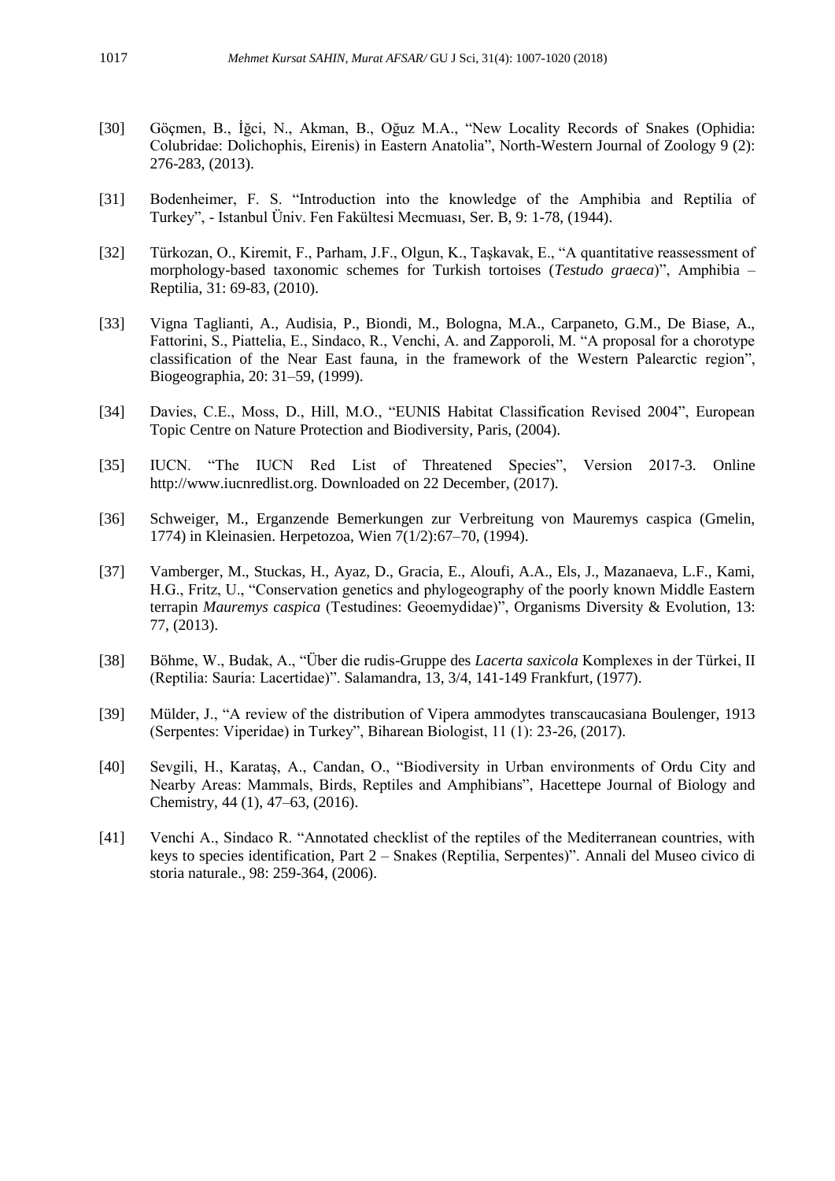[30] Göçmen, B., İğci, N., Akman, B., Oğuz M.A., "New Locality Records of Snakes (Ophidia: Colubridae: Dolichophis, Eirenis) in Eastern Anatolia", North-Western Journal of Zoology 9 (2): 276-283, (2013).

[31] Bodenheimer, F. S. "Introduction into the knowledge of the Amphibia and Reptilia of Turkey", - Istanbul Üniv. Fen Fakültesi Mecmuası, Ser. B, 9: 1-78, (1944).

[32] Türkozan, O., Kiremit, F., Parham, J.F., Olgun, K., Taşkavak, E., "A quantitative reassessment of morphology-based taxonomic schemes for Turkish tortoises (*Testudo graeca*)", Amphibia – Reptilia, 31: 69-83, (2010).

[33] Vigna Taglianti, A., Audisia, P., Biondi, M., Bologna, M.A., Carpaneto, G.M., De Biase, A., Fattorini, S., Piattelia, E., Sindaco, R., Venchi, A. and Zapporoli, M. "A proposal for a chorotype classification of the Near East fauna, in the framework of the Western Palearctic region", Biogeographia, 20: 31–59, (1999).

[34] Davies, C.E., Moss, D., Hill, M.O., "EUNIS Habitat Classification Revised 2004", European Topic Centre on Nature Protection and Biodiversity, Paris, (2004).

[35] IUCN. "The IUCN Red List of Threatened Species", Version 2017-3. Online http://www.iucnredlist.org. Downloaded on 22 December, (2017).

[36] Schweiger, M., Erganzende Bemerkungen zur Verbreitung von Mauremys caspica (Gmelin, 1774) in Kleinasien. Herpetozoa, Wien 7(1/2):67–70, (1994).

[37] Vamberger, M., Stuckas, H., Ayaz, D., Gracia, E., Aloufi, A.A., Els, J., Mazanaeva, L.F., Kami, H.G., Fritz, U., "Conservation genetics and phylogeography of the poorly known Middle Eastern terrapin *Mauremys caspica* (Testudines: Geoemydidae)", Organisms Diversity & Evolution, 13: 77, (2013).

[38] Böhme, W., Budak, A., "Über die rudis-Gruppe des *Lacerta saxicola* Komplexes in der Türkei, II (Reptilia: Sauria: Lacertidae)". Salamandra, 13, 3/4, 141-149 Frankfurt, (1977).

[39] Mülder, J., "A review of the distribution of Vipera ammodytes transcaucasiana Boulenger, 1913 (Serpentes: Viperidae) in Turkey", Biharean Biologist, 11 (1): 23-26, (2017).

[40] Sevgili, H., Karataş, A., Candan, O., "Biodiversity in Urban environments of Ordu City and Nearby Areas: Mammals, Birds, Reptiles and Amphibians", Hacettepe Journal of Biology and Chemistry, 44 (1), 47–63, (2016).

[41] Venchi A., Sindaco R. "Annotated checklist of the reptiles of the Mediterranean countries, with keys to species identification, Part 2 – Snakes (Reptilia, Serpentes)". Annali del Museo civico di storia naturale., 98: 259-364, (2006).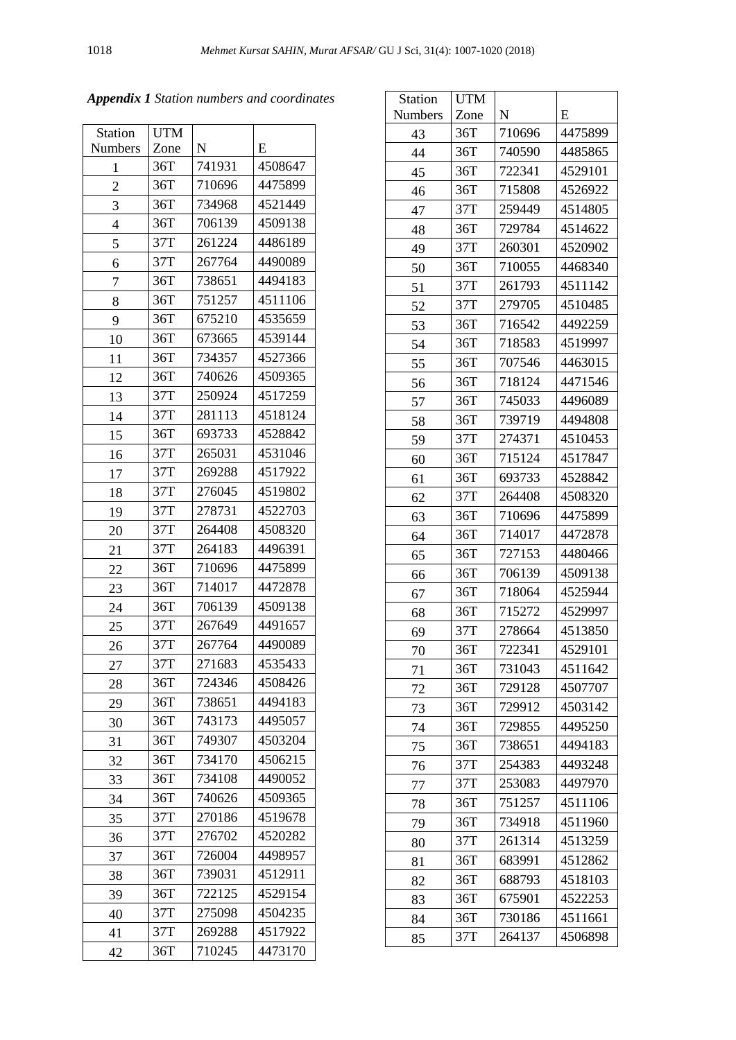***Appendix 1*** *Station numbers and coordinates*

| Station Numbers | UTM Zone | N | E |
|---|---|---|---|
| 1 | 36T | 741931 | 4508647 |
| 2 | 36T | 710696 | 4475899 |
| 3 | 36T | 734968 | 4521449 |
| 4 | 36T | 706139 | 4509138 |
| 5 | 37T | 261224 | 4486189 |
| 6 | 37T | 267764 | 4490089 |
| 7 | 36T | 738651 | 4494183 |
| 8 | 36T | 751257 | 4511106 |
| 9 | 36T | 675210 | 4535659 |
| 10 | 36T | 673665 | 4539144 |
| 11 | 36T | 734357 | 4527366 |
| 12 | 36T | 740626 | 4509365 |
| 13 | 37T | 250924 | 4517259 |
| 14 | 37T | 281113 | 4518124 |
| 15 | 36T | 693733 | 4528842 |
| 16 | 37T | 265031 | 4531046 |
| 17 | 37T | 269288 | 4517922 |
| 18 | 37T | 276045 | 4519802 |
| 19 | 37T | 278731 | 4522703 |
| 20 | 37T | 264408 | 4508320 |
| 21 | 37T | 264183 | 4496391 |
| 22 | 36T | 710696 | 4475899 |
| 23 | 36T | 714017 | 4472878 |
| 24 | 36T | 706139 | 4509138 |
| 25 | 37T | 267649 | 4491657 |
| 26 | 37T | 267764 | 4490089 |
| 27 | 37T | 271683 | 4535433 |
| 28 | 36T | 724346 | 4508426 |
| 29 | 36T | 738651 | 4494183 |
| 30 | 36T | 743173 | 4495057 |
| 31 | 36T | 749307 | 4503204 |
| 32 | 36T | 734170 | 4506215 |
| 33 | 36T | 734108 | 4490052 |
| 34 | 36T | 740626 | 4509365 |
| 35 | 37T | 270186 | 4519678 |
| 36 | 37T | 276702 | 4520282 |
| 37 | 36T | 726004 | 4498957 |
| 38 | 36T | 739031 | 4512911 |
| 39 | 36T | 722125 | 4529154 |
| 40 | 37T | 275098 | 4504235 |
| 41 | 37T | 269288 | 4517922 |
| 42 | 36T | 710245 | 4473170 |
| 43 | 36T | 710696 | 4475899 |
| 44 | 36T | 740590 | 4485865 |
| 45 | 36T | 722341 | 4529101 |
| 46 | 36T | 715808 | 4526922 |
| 47 | 37T | 259449 | 4514805 |
| 48 | 36T | 729784 | 4514622 |
| 49 | 37T | 260301 | 4520902 |
| 50 | 36T | 710055 | 4468340 |
| 51 | 37T | 261793 | 4511142 |
| 52 | 37T | 279705 | 4510485 |
| 53 | 36T | 716542 | 4492259 |
| 54 | 36T | 718583 | 4519997 |
| 55 | 36T | 707546 | 4463015 |
| 56 | 36T | 718124 | 4471546 |
| 57 | 36T | 745033 | 4496089 |
| 58 | 36T | 739719 | 4494808 |
| 59 | 37T | 274371 | 4510453 |
| 60 | 36T | 715124 | 4517847 |
| 61 | 36T | 693733 | 4528842 |
| 62 | 37T | 264408 | 4508320 |
| 63 | 36T | 710696 | 4475899 |
| 64 | 36T | 714017 | 4472878 |
| 65 | 36T | 727153 | 4480466 |
| 66 | 36T | 706139 | 4509138 |
| 67 | 36T | 718064 | 4525944 |
| 68 | 36T | 715272 | 4529997 |
| 69 | 37T | 278664 | 4513850 |
| 70 | 36T | 722341 | 4529101 |
| 71 | 36T | 731043 | 4511642 |
| 72 | 36T | 729128 | 4507707 |
| 73 | 36T | 729912 | 4503142 |
| 74 | 36T | 729855 | 4495250 |
| 75 | 36T | 738651 | 4494183 |
| 76 | 37T | 254383 | 4493248 |
| 77 | 37T | 253083 | 4497970 |
| 78 | 36T | 751257 | 4511106 |
| 79 | 36T | 734918 | 4511960 |
| 80 | 37T | 261314 | 4513259 |
| 81 | 36T | 683991 | 4512862 |
| 82 | 36T | 688793 | 4518103 |
| 83 | 36T | 675901 | 4522253 |
| 84 | 36T | 730186 | 4511661 |
| 85 | 37T | 264137 | 4506898 |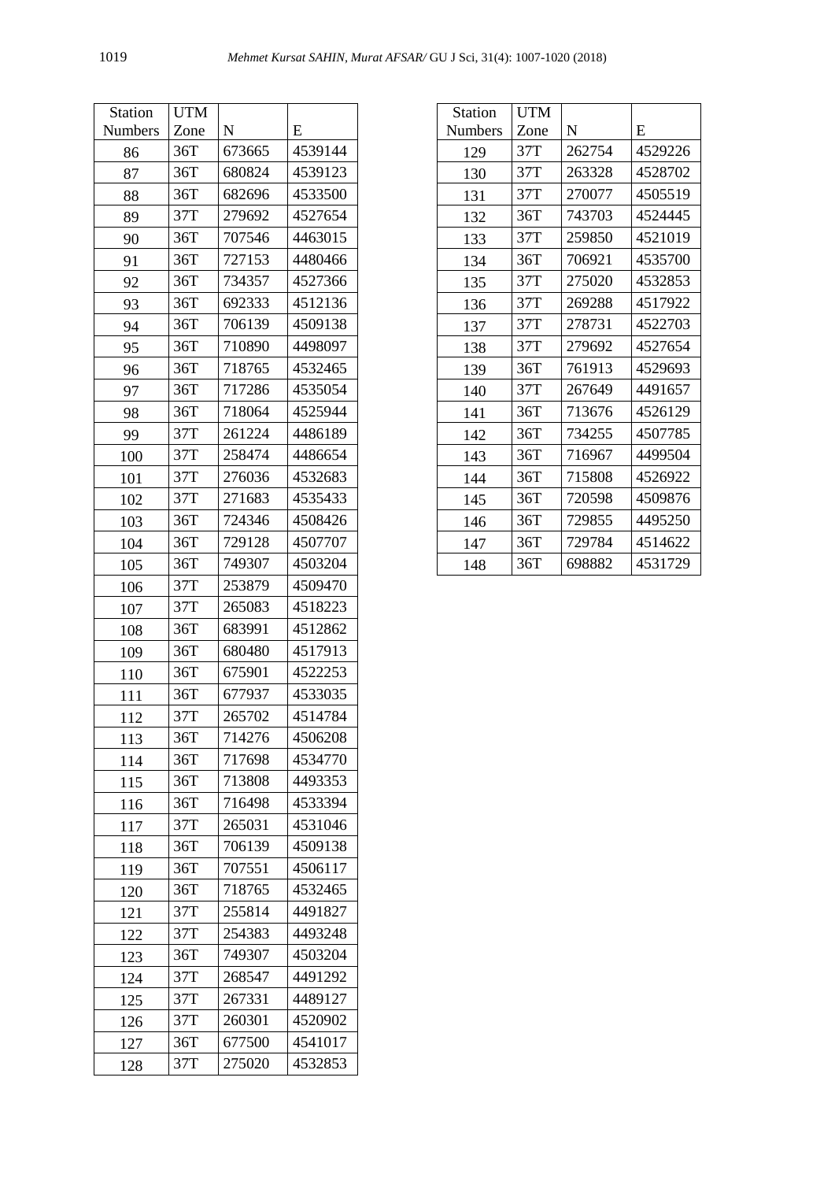| Station Numbers | UTM Zone | N | E |
|---|---|---|---|
| 86 | 36T | 673665 | 4539144 |
| 87 | 36T | 680824 | 4539123 |
| 88 | 36T | 682696 | 4533500 |
| 89 | 37T | 279692 | 4527654 |
| 90 | 36T | 707546 | 4463015 |
| 91 | 36T | 727153 | 4480466 |
| 92 | 36T | 734357 | 4527366 |
| 93 | 36T | 692333 | 4512136 |
| 94 | 36T | 706139 | 4509138 |
| 95 | 36T | 710890 | 4498097 |
| 96 | 36T | 718765 | 4532465 |
| 97 | 36T | 717286 | 4535054 |
| 98 | 36T | 718064 | 4525944 |
| 99 | 37T | 261224 | 4486189 |
| 100 | 37T | 258474 | 4486654 |
| 101 | 37T | 276036 | 4532683 |
| 102 | 37T | 271683 | 4535433 |
| 103 | 36T | 724346 | 4508426 |
| 104 | 36T | 729128 | 4507707 |
| 105 | 36T | 749307 | 4503204 |
| 106 | 37T | 253879 | 4509470 |
| 107 | 37T | 265083 | 4518223 |
| 108 | 36T | 683991 | 4512862 |
| 109 | 36T | 680480 | 4517913 |
| 110 | 36T | 675901 | 4522253 |
| 111 | 36T | 677937 | 4533035 |
| 112 | 37T | 265702 | 4514784 |
| 113 | 36T | 714276 | 4506208 |
| 114 | 36T | 717698 | 4534770 |
| 115 | 36T | 713808 | 4493353 |
| 116 | 36T | 716498 | 4533394 |
| 117 | 37T | 265031 | 4531046 |
| 118 | 36T | 706139 | 4509138 |
| 119 | 36T | 707551 | 4506117 |
| 120 | 36T | 718765 | 4532465 |
| 121 | 37T | 255814 | 4491827 |
| 122 | 37T | 254383 | 4493248 |
| 123 | 36T | 749307 | 4503204 |
| 124 | 37T | 268547 | 4491292 |
| 125 | 37T | 267331 | 4489127 |
| 126 | 37T | 260301 | 4520902 |
| 127 | 36T | 677500 | 4541017 |
| 128 | 37T | 275020 | 4532853 |

| Station Numbers | UTM Zone | N | E |
|---|---|---|---|
| 129 | 37T | 262754 | 4529226 |
| 130 | 37T | 263328 | 4528702 |
| 131 | 37T | 270077 | 4505519 |
| 132 | 36T | 743703 | 4524445 |
| 133 | 37T | 259850 | 4521019 |
| 134 | 36T | 706921 | 4535700 |
| 135 | 37T | 275020 | 4532853 |
| 136 | 37T | 269288 | 4517922 |
| 137 | 37T | 278731 | 4522703 |
| 138 | 37T | 279692 | 4527654 |
| 139 | 36T | 761913 | 4529693 |
| 140 | 37T | 267649 | 4491657 |
| 141 | 36T | 713676 | 4526129 |
| 142 | 36T | 734255 | 4507785 |
| 143 | 36T | 716967 | 4499504 |
| 144 | 36T | 715808 | 4526922 |
| 145 | 36T | 720598 | 4509876 |
| 146 | 36T | 729855 | 4495250 |
| 147 | 36T | 729784 | 4514622 |
| 148 | 36T | 698882 | 4531729 |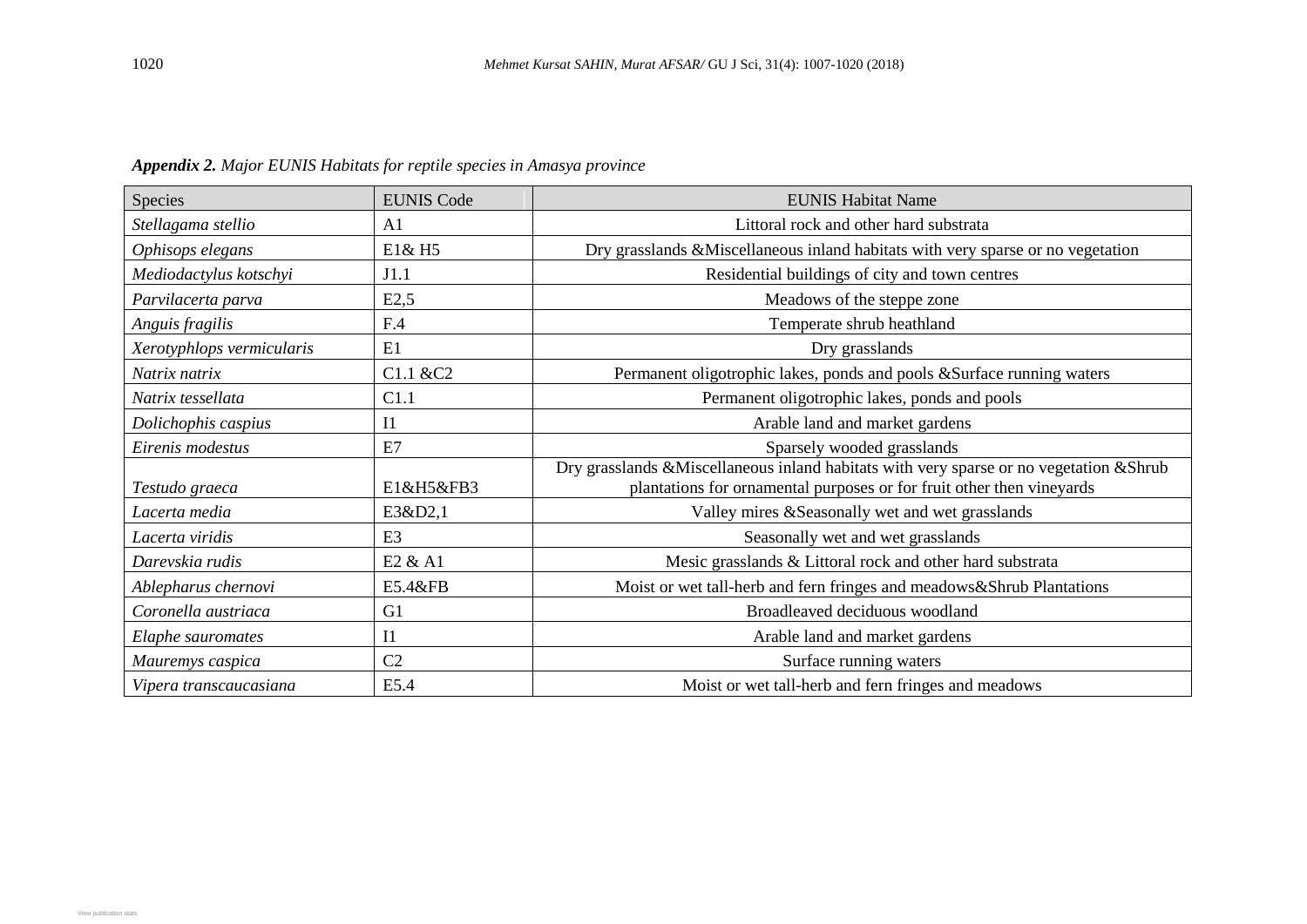***Appendix 2.*** *Major EUNIS Habitats for reptile species in Amasya province*

| Species | EUNIS Code | EUNIS Habitat Name |
|---|---|---|
| *Stellagama stellio* | A1 | Littoral rock and other hard substrata |
| *Ophisops elegans* | E1& H5 | Dry grasslands &Miscellaneous inland habitats with very sparse or no vegetation |
| *Mediodactylus kotschyi* | J1.1 | Residential buildings of city and town centres |
| *Parvilacerta parva* | E2,5 | Meadows of the steppe zone |
| *Anguis fragilis* | F.4 | Temperate shrub heathland |
| *Xerotyphlops vermicularis* | E1 | Dry grasslands |
| *Natrix natrix* | C1.1 &C2 | Permanent oligotrophic lakes, ponds and pools &Surface running waters |
| *Natrix tessellata* | C1.1 | Permanent oligotrophic lakes, ponds and pools |
| *Dolichophis caspius* | I1 | Arable land and market gardens |
| *Eirenis modestus* | E7 | Sparsely wooded grasslands |
| *Testudo graeca* | E1&H5&FB3 | Dry grasslands &Miscellaneous inland habitats with very sparse or no vegetation &Shrub plantations for ornamental purposes or for fruit other then vineyards |
| *Lacerta media* | E3&D2,1 | Valley mires &Seasonally wet and wet grasslands |
| *Lacerta viridis* | E3 | Seasonally wet and wet grasslands |
| *Darevskia rudis* | E2 & A1 | Mesic grasslands & Littoral rock and other hard substrata |
| *Ablepharus chernovi* | E5.4&FB | Moist or wet tall-herb and fern fringes and meadows&Shrub Plantations |
| *Coronella austriaca* | G1 | Broadleaved deciduous woodland |
| *Elaphe sauromates* | I1 | Arable land and market gardens |
| *Mauremys caspica* | C2 | Surface running waters |
| *Vipera transcaucasiana* | E5.4 | Moist or wet tall-herb and fern fringes and meadows |